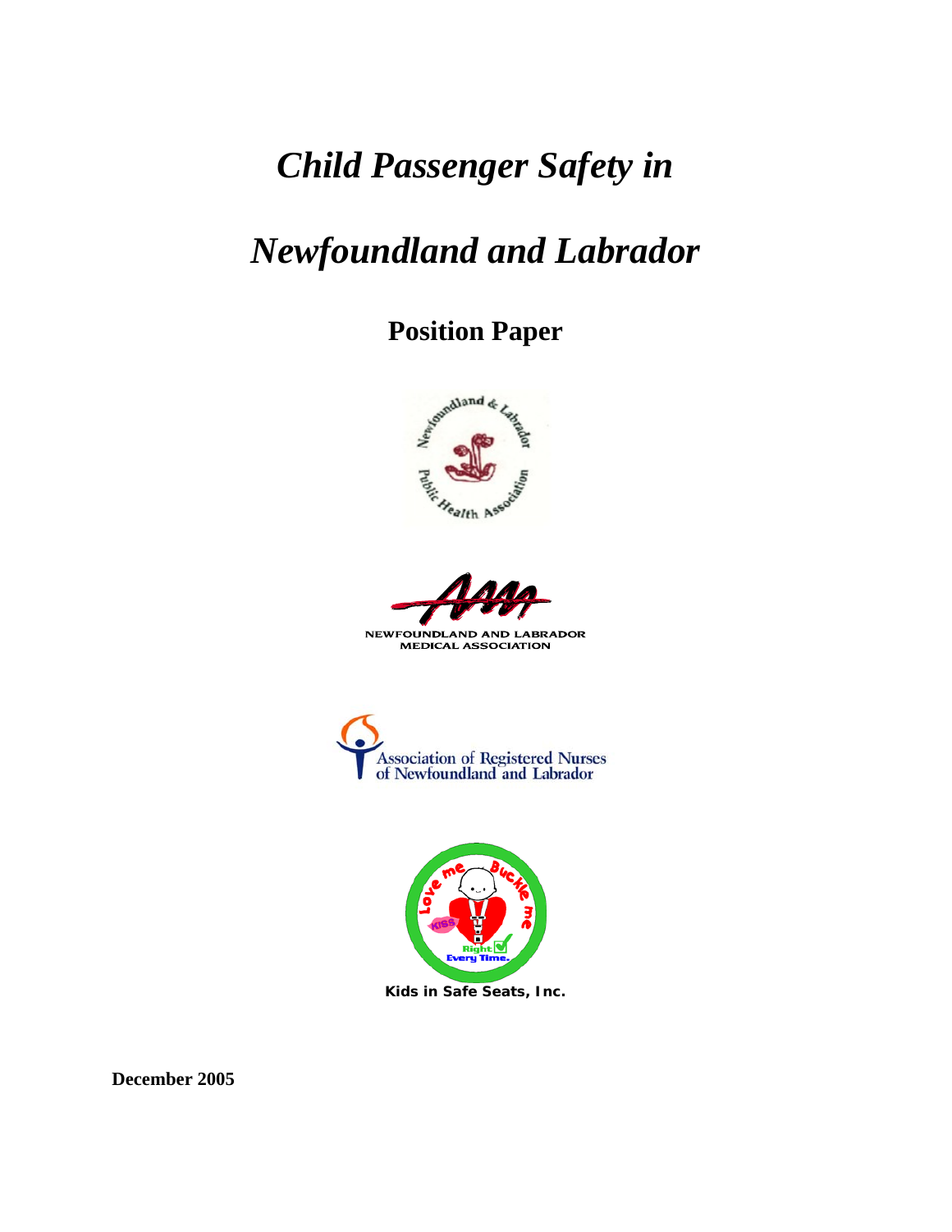# *Child Passenger Safety in*

# *Newfoundland and Labrador*

## Position Paper

Newfoundland & Labrador Public Health Association

NEWFOUNDLAND AND LABRADOR MEDICAL ASSOCIATION

Association of Registered Nurses of Newfoundland and Labrador

Kids in Safe Seats, Inc.

**December 2005**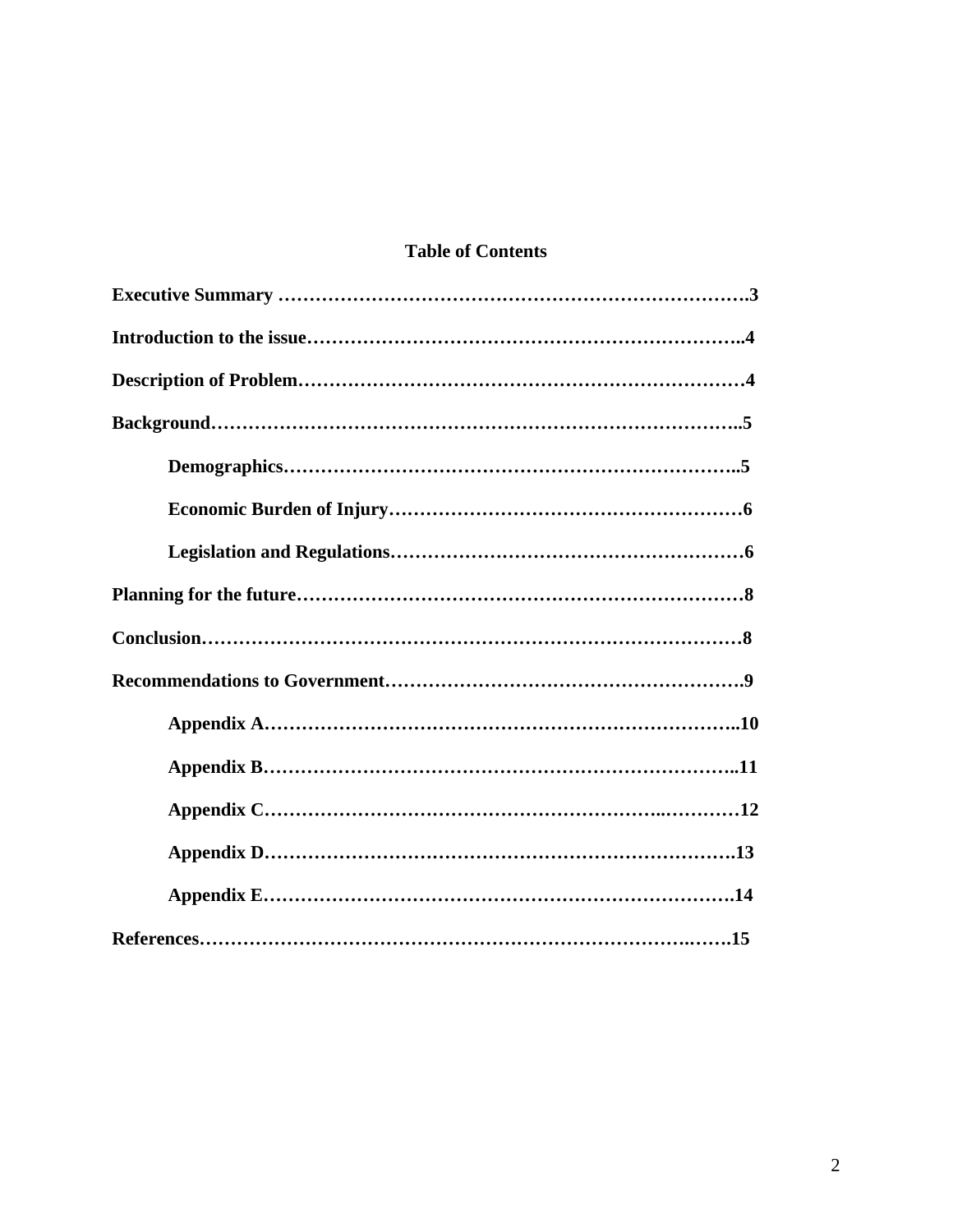# Table of Contents

**Executive Summary ……………………………………………………………….3**

**Introduction to the issue…………………………………………………………..4**

**Description of Problem……………………………………………………………4**

**Background………………………………………………………………………..5**

- **Demographics……………………………………………………………..5**
- **Economic Burden of Injury……………………………………………………6**
- **Legislation and Regulations……………………………………………………6**

**Planning for the future……………………………………………………………8**

**Conclusion…………………………………………………………………………8**

**Recommendations to Government……………………………………………….9**

- **Appendix A………………………………………………………………..10**
- **Appendix B………………………………………………………………..11**
- **Appendix C…………………………………………………..…………12**
- **Appendix D……………………………………………………………….13**
- **Appendix E……………………………………………………………….14**

**References…………………………………………………………………….…….15**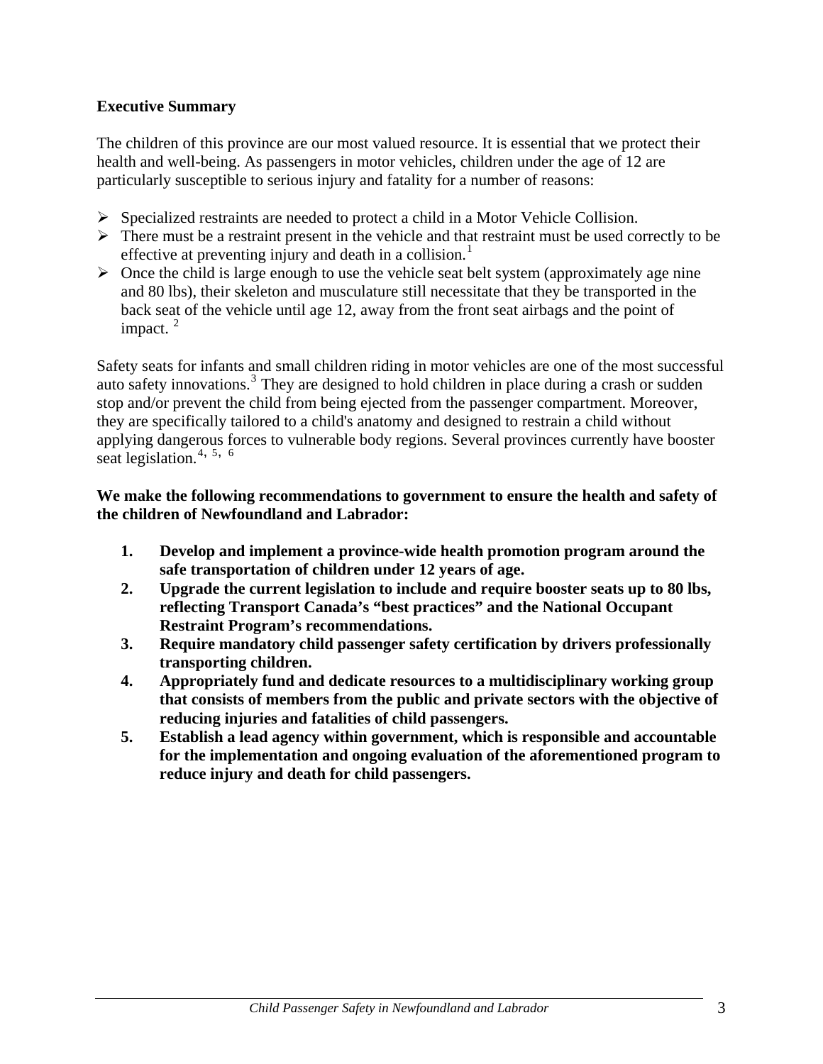**Executive Summary**

The children of this province are our most valued resource. It is essential that we protect their health and well-being. As passengers in motor vehicles, children under the age of 12 are particularly susceptible to serious injury and fatality for a number of reasons:

- Specialized restraints are needed to protect a child in a Motor Vehicle Collision.
- There must be a restraint present in the vehicle and that restraint must be used correctly to be effective at preventing injury and death in a collision.[1]
- Once the child is large enough to use the vehicle seat belt system (approximately age nine and 80 lbs), their skeleton and musculature still necessitate that they be transported in the back seat of the vehicle until age 12, away from the front seat airbags and the point of impact. [2]

Safety seats for infants and small children riding in motor vehicles are one of the most successful auto safety innovations.[3] They are designed to hold children in place during a crash or sudden stop and/or prevent the child from being ejected from the passenger compartment. Moreover, they are specifically tailored to a child's anatomy and designed to restrain a child without applying dangerous forces to vulnerable body regions. Several provinces currently have booster seat legislation.[4, 5, 6]

**We make the following recommendations to government to ensure the health and safety of the children of Newfoundland and Labrador:**

1. **Develop and implement a province-wide health promotion program around the safe transportation of children under 12 years of age.**
2. **Upgrade the current legislation to include and require booster seats up to 80 lbs, reflecting Transport Canada's "best practices" and the National Occupant Restraint Program's recommendations.**
3. **Require mandatory child passenger safety certification by drivers professionally transporting children.**
4. **Appropriately fund and dedicate resources to a multidisciplinary working group that consists of members from the public and private sectors with the objective of reducing injuries and fatalities of child passengers.**
5. **Establish a lead agency within government, which is responsible and accountable for the implementation and ongoing evaluation of the aforementioned program to reduce injury and death for child passengers.**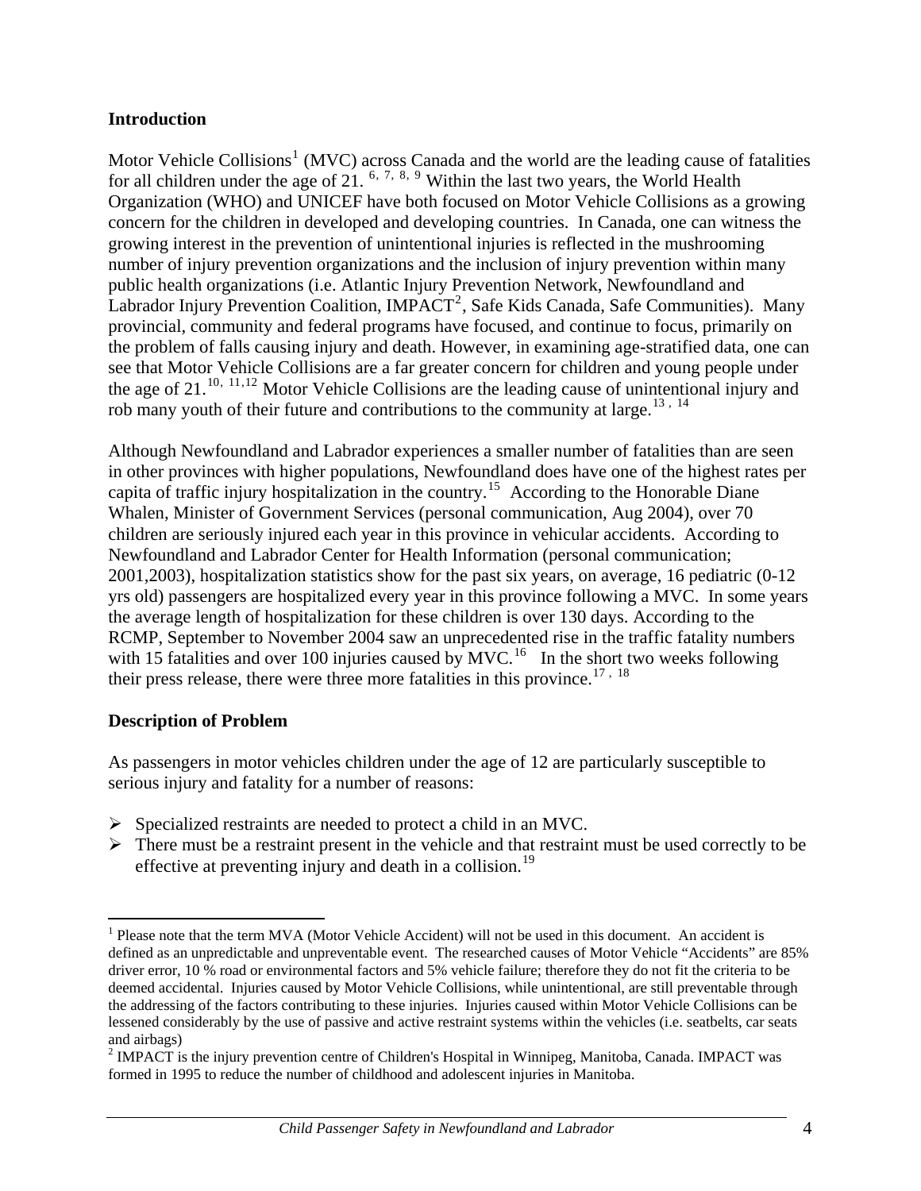## Introduction

Motor Vehicle Collisions[1] (MVC) across Canada and the world are the leading cause of fatalities for all children under the age of 21. [6, 7, 8, 9] Within the last two years, the World Health Organization (WHO) and UNICEF have both focused on Motor Vehicle Collisions as a growing concern for the children in developed and developing countries. In Canada, one can witness the growing interest in the prevention of unintentional injuries is reflected in the mushrooming number of injury prevention organizations and the inclusion of injury prevention within many public health organizations (i.e. Atlantic Injury Prevention Network, Newfoundland and Labrador Injury Prevention Coalition, IMPACT[2], Safe Kids Canada, Safe Communities). Many provincial, community and federal programs have focused, and continue to focus, primarily on the problem of falls causing injury and death. However, in examining age-stratified data, one can see that Motor Vehicle Collisions are a far greater concern for children and young people under the age of 21.[10, 11,12] Motor Vehicle Collisions are the leading cause of unintentional injury and rob many youth of their future and contributions to the community at large.[13 , 14]

Although Newfoundland and Labrador experiences a smaller number of fatalities than are seen in other provinces with higher populations, Newfoundland does have one of the highest rates per capita of traffic injury hospitalization in the country.[15] According to the Honorable Diane Whalen, Minister of Government Services (personal communication, Aug 2004), over 70 children are seriously injured each year in this province in vehicular accidents. According to Newfoundland and Labrador Center for Health Information (personal communication; 2001,2003), hospitalization statistics show for the past six years, on average, 16 pediatric (0-12 yrs old) passengers are hospitalized every year in this province following a MVC. In some years the average length of hospitalization for these children is over 130 days. According to the RCMP, September to November 2004 saw an unprecedented rise in the traffic fatality numbers with 15 fatalities and over 100 injuries caused by MVC.[16] In the short two weeks following their press release, there were three more fatalities in this province.[17 , 18]

## Description of Problem

As passengers in motor vehicles children under the age of 12 are particularly susceptible to serious injury and fatality for a number of reasons:

- Specialized restraints are needed to protect a child in an MVC.
- There must be a restraint present in the vehicle and that restraint must be used correctly to be effective at preventing injury and death in a collision.[19]

---

[1] Please note that the term MVA (Motor Vehicle Accident) will not be used in this document. An accident is defined as an unpredictable and unpreventable event. The researched causes of Motor Vehicle "Accidents" are 85% driver error, 10 % road or environmental factors and 5% vehicle failure; therefore they do not fit the criteria to be deemed accidental. Injuries caused by Motor Vehicle Collisions, while unintentional, are still preventable through the addressing of the factors contributing to these injuries. Injuries caused within Motor Vehicle Collisions can be lessened considerably by the use of passive and active restraint systems within the vehicles (i.e. seatbelts, car seats and airbags)

[2] IMPACT is the injury prevention centre of Children's Hospital in Winnipeg, Manitoba, Canada. IMPACT was formed in 1995 to reduce the number of childhood and adolescent injuries in Manitoba.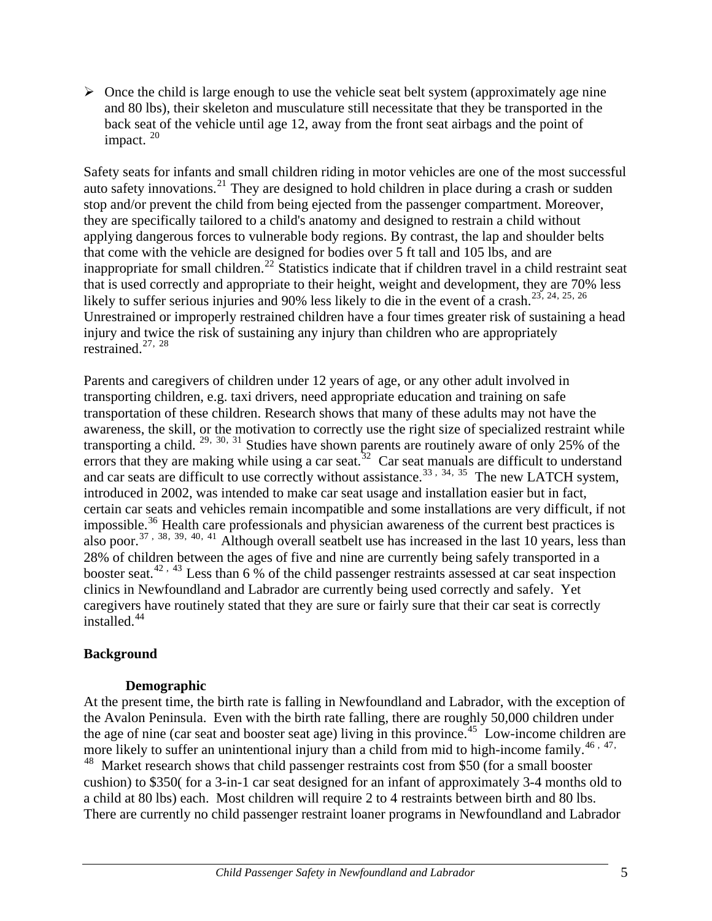- Once the child is large enough to use the vehicle seat belt system (approximately age nine and 80 lbs), their skeleton and musculature still necessitate that they be transported in the back seat of the vehicle until age 12, away from the front seat airbags and the point of impact. [20]

Safety seats for infants and small children riding in motor vehicles are one of the most successful auto safety innovations.[21] They are designed to hold children in place during a crash or sudden stop and/or prevent the child from being ejected from the passenger compartment. Moreover, they are specifically tailored to a child's anatomy and designed to restrain a child without applying dangerous forces to vulnerable body regions. By contrast, the lap and shoulder belts that come with the vehicle are designed for bodies over 5 ft tall and 105 lbs, and are inappropriate for small children.[22] Statistics indicate that if children travel in a child restraint seat that is used correctly and appropriate to their height, weight and development, they are 70% less likely to suffer serious injuries and 90% less likely to die in the event of a crash.[23, 24, 25, 26] Unrestrained or improperly restrained children have a four times greater risk of sustaining a head injury and twice the risk of sustaining any injury than children who are appropriately restrained.[27, 28]

Parents and caregivers of children under 12 years of age, or any other adult involved in transporting children, e.g. taxi drivers, need appropriate education and training on safe transportation of these children. Research shows that many of these adults may not have the awareness, the skill, or the motivation to correctly use the right size of specialized restraint while transporting a child. [29, 30, 31] Studies have shown parents are routinely aware of only 25% of the errors that they are making while using a car seat.[32] Car seat manuals are difficult to understand and car seats are difficult to use correctly without assistance.[33, 34, 35] The new LATCH system, introduced in 2002, was intended to make car seat usage and installation easier but in fact, certain car seats and vehicles remain incompatible and some installations are very difficult, if not impossible.[36] Health care professionals and physician awareness of the current best practices is also poor.[37, 38, 39, 40, 41] Although overall seatbelt use has increased in the last 10 years, less than 28% of children between the ages of five and nine are currently being safely transported in a booster seat.[42, 43] Less than 6 % of the child passenger restraints assessed at car seat inspection clinics in Newfoundland and Labrador are currently being used correctly and safely. Yet caregivers have routinely stated that they are sure or fairly sure that their car seat is correctly installed.[44]

## Background

### Demographic

At the present time, the birth rate is falling in Newfoundland and Labrador, with the exception of the Avalon Peninsula. Even with the birth rate falling, there are roughly 50,000 children under the age of nine (car seat and booster seat age) living in this province.[45] Low-income children are more likely to suffer an unintentional injury than a child from mid to high-income family.[46, 47, 48] Market research shows that child passenger restraints cost from $50 (for a small booster cushion) to $350( for a 3-in-1 car seat designed for an infant of approximately 3-4 months old to a child at 80 lbs) each. Most children will require 2 to 4 restraints between birth and 80 lbs. There are currently no child passenger restraint loaner programs in Newfoundland and Labrador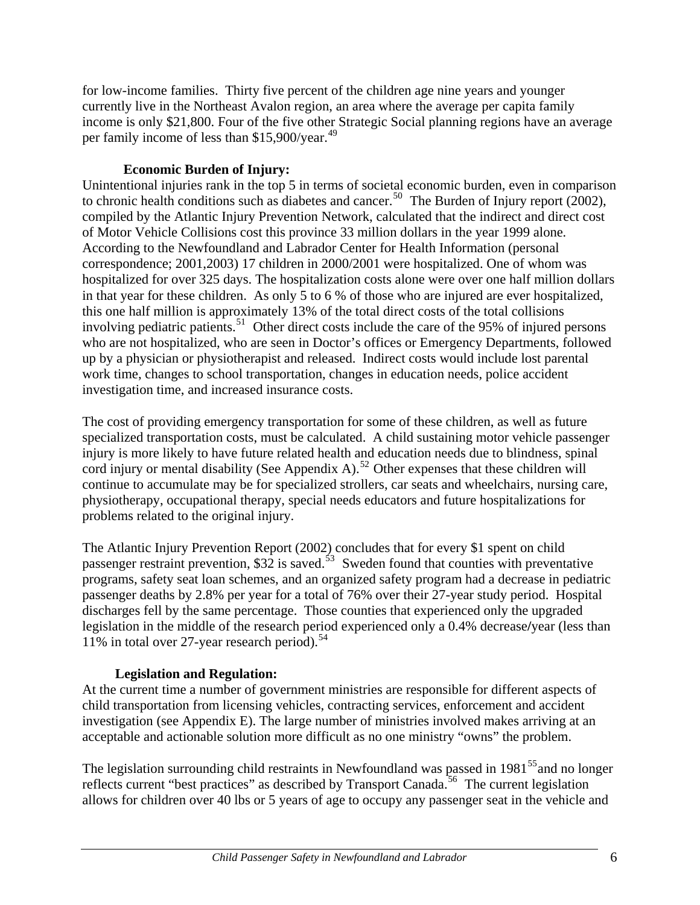for low-income families. Thirty five percent of the children age nine years and younger currently live in the Northeast Avalon region, an area where the average per capita family income is only $21,800. Four of the five other Strategic Social planning regions have an average per family income of less than $15,900/year.[49]

### Economic Burden of Injury:

Unintentional injuries rank in the top 5 in terms of societal economic burden, even in comparison to chronic health conditions such as diabetes and cancer.[50] The Burden of Injury report (2002), compiled by the Atlantic Injury Prevention Network, calculated that the indirect and direct cost of Motor Vehicle Collisions cost this province 33 million dollars in the year 1999 alone. According to the Newfoundland and Labrador Center for Health Information (personal correspondence; 2001,2003) 17 children in 2000/2001 were hospitalized. One of whom was hospitalized for over 325 days. The hospitalization costs alone were over one half million dollars in that year for these children. As only 5 to 6 % of those who are injured are ever hospitalized, this one half million is approximately 13% of the total direct costs of the total collisions involving pediatric patients.[51] Other direct costs include the care of the 95% of injured persons who are not hospitalized, who are seen in Doctor's offices or Emergency Departments, followed up by a physician or physiotherapist and released. Indirect costs would include lost parental work time, changes to school transportation, changes in education needs, police accident investigation time, and increased insurance costs.

The cost of providing emergency transportation for some of these children, as well as future specialized transportation costs, must be calculated. A child sustaining motor vehicle passenger injury is more likely to have future related health and education needs due to blindness, spinal cord injury or mental disability (See Appendix A).[52] Other expenses that these children will continue to accumulate may be for specialized strollers, car seats and wheelchairs, nursing care, physiotherapy, occupational therapy, special needs educators and future hospitalizations for problems related to the original injury.

The Atlantic Injury Prevention Report (2002) concludes that for every $1 spent on child passenger restraint prevention, $32 is saved.[53] Sweden found that counties with preventative programs, safety seat loan schemes, and an organized safety program had a decrease in pediatric passenger deaths by 2.8% per year for a total of 76% over their 27-year study period. Hospital discharges fell by the same percentage. Those counties that experienced only the upgraded legislation in the middle of the research period experienced only a 0.4% decrease/year (less than 11% in total over 27-year research period).[54]

### Legislation and Regulation:

At the current time a number of government ministries are responsible for different aspects of child transportation from licensing vehicles, contracting services, enforcement and accident investigation (see Appendix E). The large number of ministries involved makes arriving at an acceptable and actionable solution more difficult as no one ministry "owns" the problem.

The legislation surrounding child restraints in Newfoundland was passed in 1981[55] and no longer reflects current "best practices" as described by Transport Canada.[56] The current legislation allows for children over 40 lbs or 5 years of age to occupy any passenger seat in the vehicle and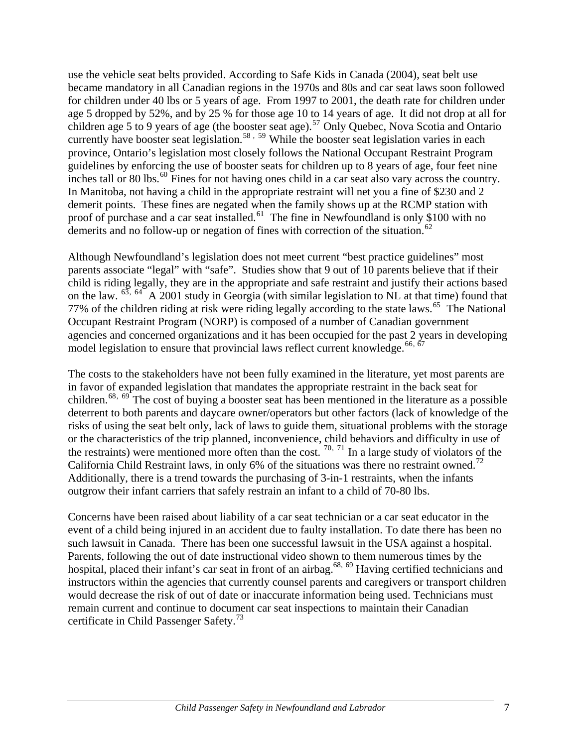use the vehicle seat belts provided. According to Safe Kids in Canada (2004), seat belt use became mandatory in all Canadian regions in the 1970s and 80s and car seat laws soon followed for children under 40 lbs or 5 years of age. From 1997 to 2001, the death rate for children under age 5 dropped by 52%, and by 25 % for those age 10 to 14 years of age. It did not drop at all for children age 5 to 9 years of age (the booster seat age).[57] Only Quebec, Nova Scotia and Ontario currently have booster seat legislation.[58, 59] While the booster seat legislation varies in each province, Ontario's legislation most closely follows the National Occupant Restraint Program guidelines by enforcing the use of booster seats for children up to 8 years of age, four feet nine inches tall or 80 lbs.[60] Fines for not having ones child in a car seat also vary across the country. In Manitoba, not having a child in the appropriate restraint will net you a fine of $230 and 2 demerit points. These fines are negated when the family shows up at the RCMP station with proof of purchase and a car seat installed.[61] The fine in Newfoundland is only $100 with no demerits and no follow-up or negation of fines with correction of the situation.[62]

Although Newfoundland's legislation does not meet current "best practice guidelines" most parents associate "legal" with "safe". Studies show that 9 out of 10 parents believe that if their child is riding legally, they are in the appropriate and safe restraint and justify their actions based on the law.[63, 64] A 2001 study in Georgia (with similar legislation to NL at that time) found that 77% of the children riding at risk were riding legally according to the state laws.[65] The National Occupant Restraint Program (NORP) is composed of a number of Canadian government agencies and concerned organizations and it has been occupied for the past 2 years in developing model legislation to ensure that provincial laws reflect current knowledge.[66, 67]

The costs to the stakeholders have not been fully examined in the literature, yet most parents are in favor of expanded legislation that mandates the appropriate restraint in the back seat for children.[68, 69] The cost of buying a booster seat has been mentioned in the literature as a possible deterrent to both parents and daycare owner/operators but other factors (lack of knowledge of the risks of using the seat belt only, lack of laws to guide them, situational problems with the storage or the characteristics of the trip planned, inconvenience, child behaviors and difficulty in use of the restraints) were mentioned more often than the cost.[70, 71] In a large study of violators of the California Child Restraint laws, in only 6% of the situations was there no restraint owned.[72] Additionally, there is a trend towards the purchasing of 3-in-1 restraints, when the infants outgrow their infant carriers that safely restrain an infant to a child of 70-80 lbs.

Concerns have been raised about liability of a car seat technician or a car seat educator in the event of a child being injured in an accident due to faulty installation. To date there has been no such lawsuit in Canada. There has been one successful lawsuit in the USA against a hospital. Parents, following the out of date instructional video shown to them numerous times by the hospital, placed their infant's car seat in front of an airbag.[68, 69] Having certified technicians and instructors within the agencies that currently counsel parents and caregivers or transport children would decrease the risk of out of date or inaccurate information being used. Technicians must remain current and continue to document car seat inspections to maintain their Canadian certificate in Child Passenger Safety.[73]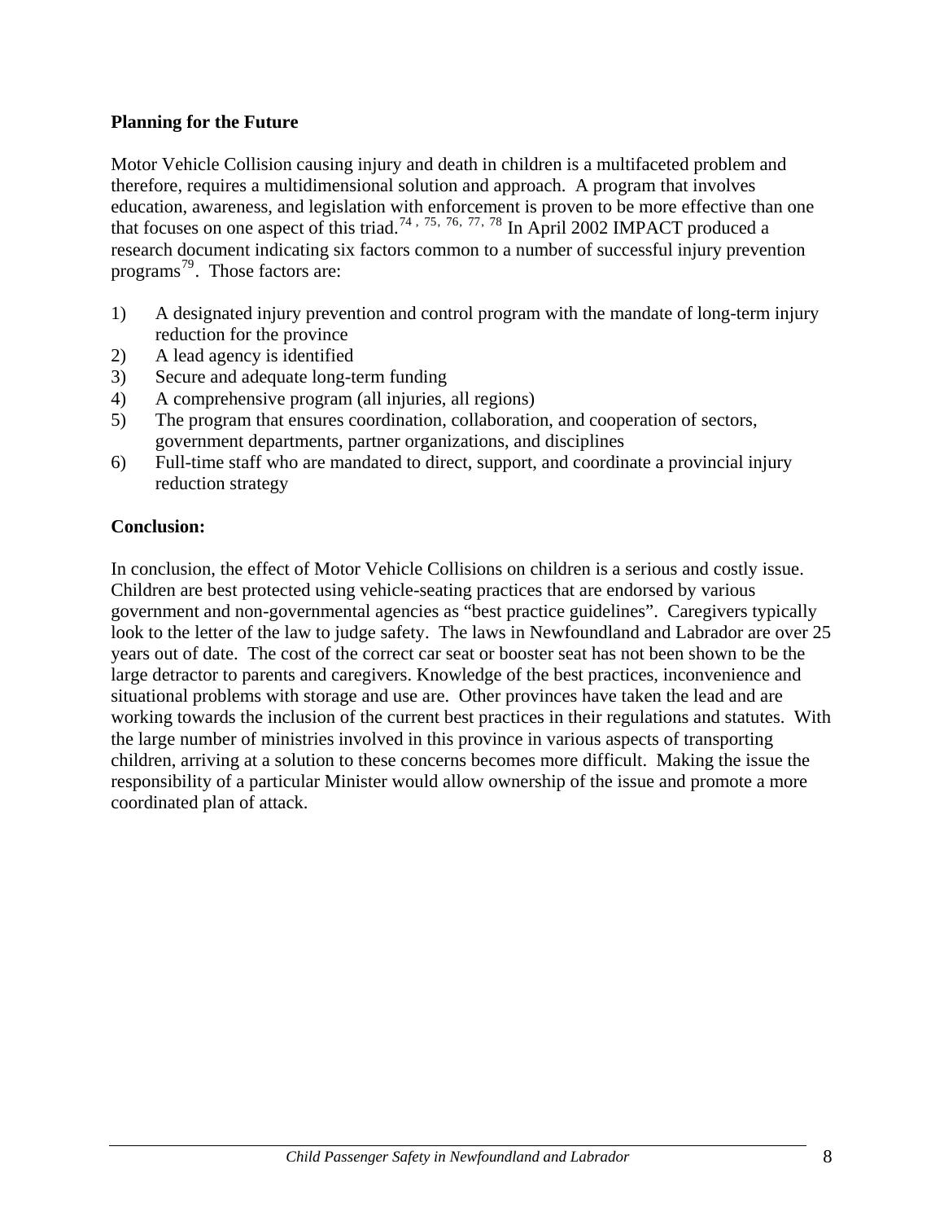**Planning for the Future**

Motor Vehicle Collision causing injury and death in children is a multifaceted problem and therefore, requires a multidimensional solution and approach. A program that involves education, awareness, and legislation with enforcement is proven to be more effective than one that focuses on one aspect of this triad.[74, 75, 76, 77, 78] In April 2002 IMPACT produced a research document indicating six factors common to a number of successful injury prevention programs[79]. Those factors are:

1) A designated injury prevention and control program with the mandate of long-term injury reduction for the province
2) A lead agency is identified
3) Secure and adequate long-term funding
4) A comprehensive program (all injuries, all regions)
5) The program that ensures coordination, collaboration, and cooperation of sectors, government departments, partner organizations, and disciplines
6) Full-time staff who are mandated to direct, support, and coordinate a provincial injury reduction strategy

**Conclusion:**

In conclusion, the effect of Motor Vehicle Collisions on children is a serious and costly issue. Children are best protected using vehicle-seating practices that are endorsed by various government and non-governmental agencies as "best practice guidelines". Caregivers typically look to the letter of the law to judge safety. The laws in Newfoundland and Labrador are over 25 years out of date. The cost of the correct car seat or booster seat has not been shown to be the large detractor to parents and caregivers. Knowledge of the best practices, inconvenience and situational problems with storage and use are. Other provinces have taken the lead and are working towards the inclusion of the current best practices in their regulations and statutes. With the large number of ministries involved in this province in various aspects of transporting children, arriving at a solution to these concerns becomes more difficult. Making the issue the responsibility of a particular Minister would allow ownership of the issue and promote a more coordinated plan of attack.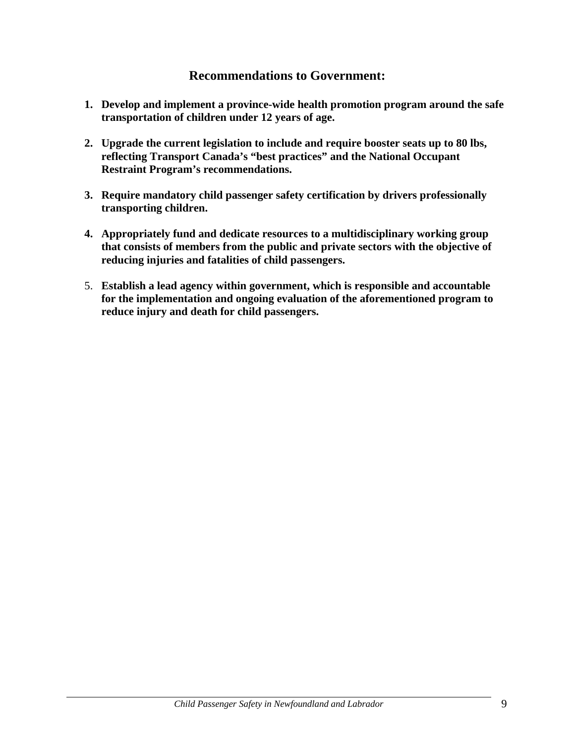## Recommendations to Government:

1. **Develop and implement a province-wide health promotion program around the safe transportation of children under 12 years of age.**

2. **Upgrade the current legislation to include and require booster seats up to 80 lbs, reflecting Transport Canada's "best practices" and the National Occupant Restraint Program's recommendations.**

3. **Require mandatory child passenger safety certification by drivers professionally transporting children.**

4. **Appropriately fund and dedicate resources to a multidisciplinary working group that consists of members from the public and private sectors with the objective of reducing injuries and fatalities of child passengers.**

5. **Establish a lead agency within government, which is responsible and accountable for the implementation and ongoing evaluation of the aforementioned program to reduce injury and death for child passengers.**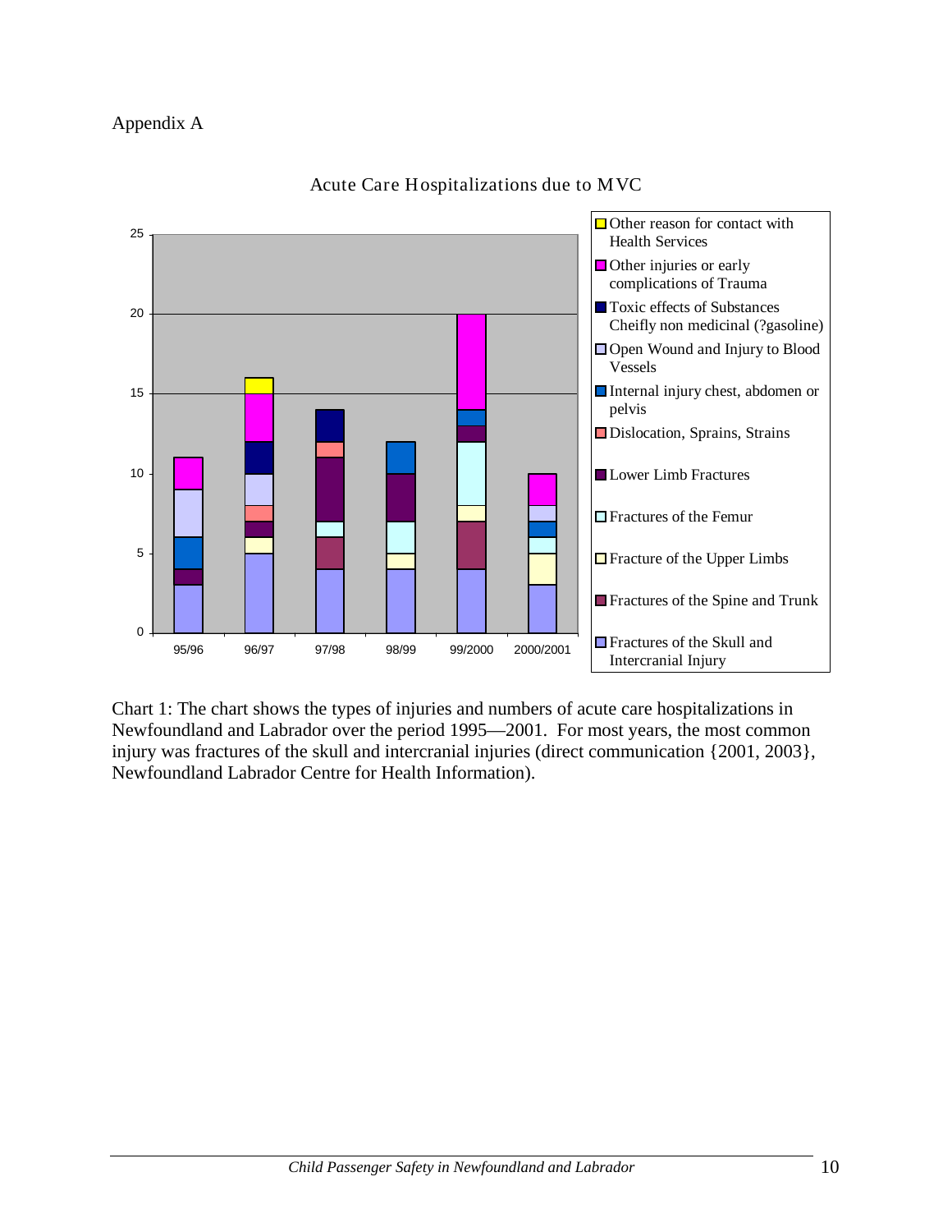Appendix A

Acute Care Hospitalizations due to MVC

Chart 1: The chart shows the types of injuries and numbers of acute care hospitalizations in Newfoundland and Labrador over the period 1995—2001. For most years, the most common injury was fractures of the skull and intercranial injuries (direct communication {2001, 2003}, Newfoundland Labrador Centre for Health Information).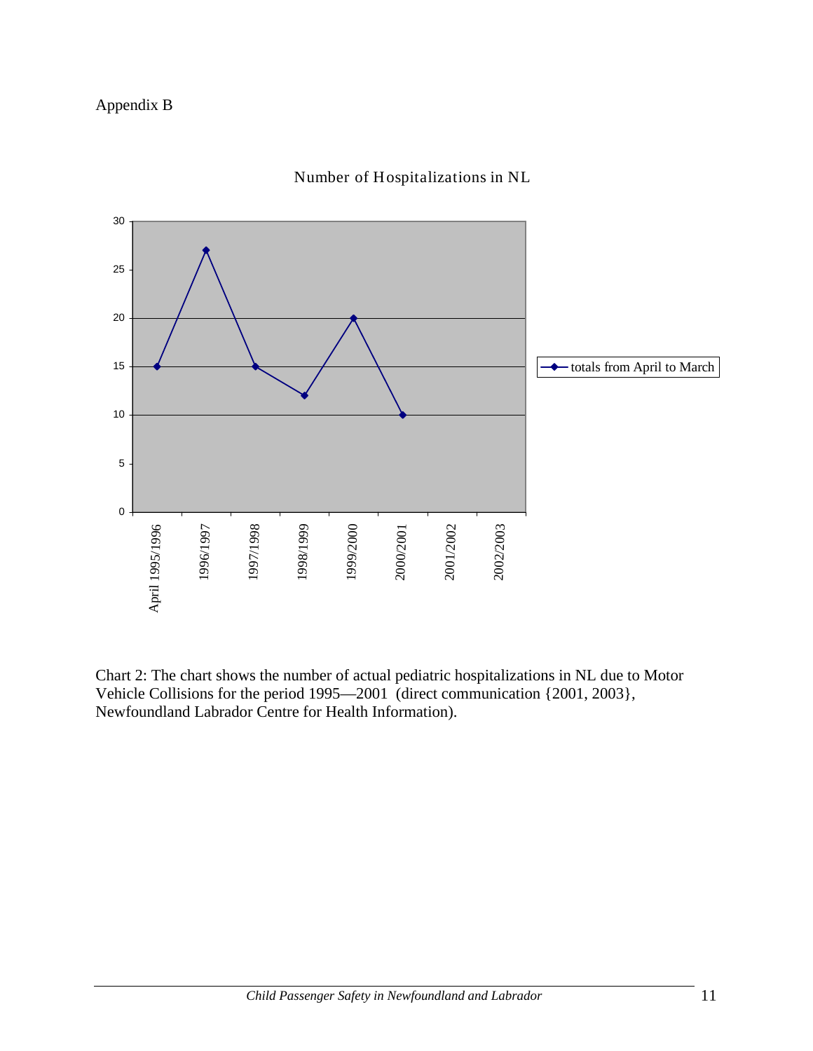Appendix B

Number of Hospitalizations in NL

| Period | totals from April to March |
|---|---|
| April 1995/1996 | 15 |
| 1996/1997 | 27 |
| 1997/1998 | 15 |
| 1998/1999 | 12 |
| 1999/2000 | 20 |
| 2000/2001 | 10 |
| 2001/2002 | |
| 2002/2003 | |

Chart 2: The chart shows the number of actual pediatric hospitalizations in NL due to Motor Vehicle Collisions for the period 1995—2001 (direct communication {2001, 2003}, Newfoundland Labrador Centre for Health Information).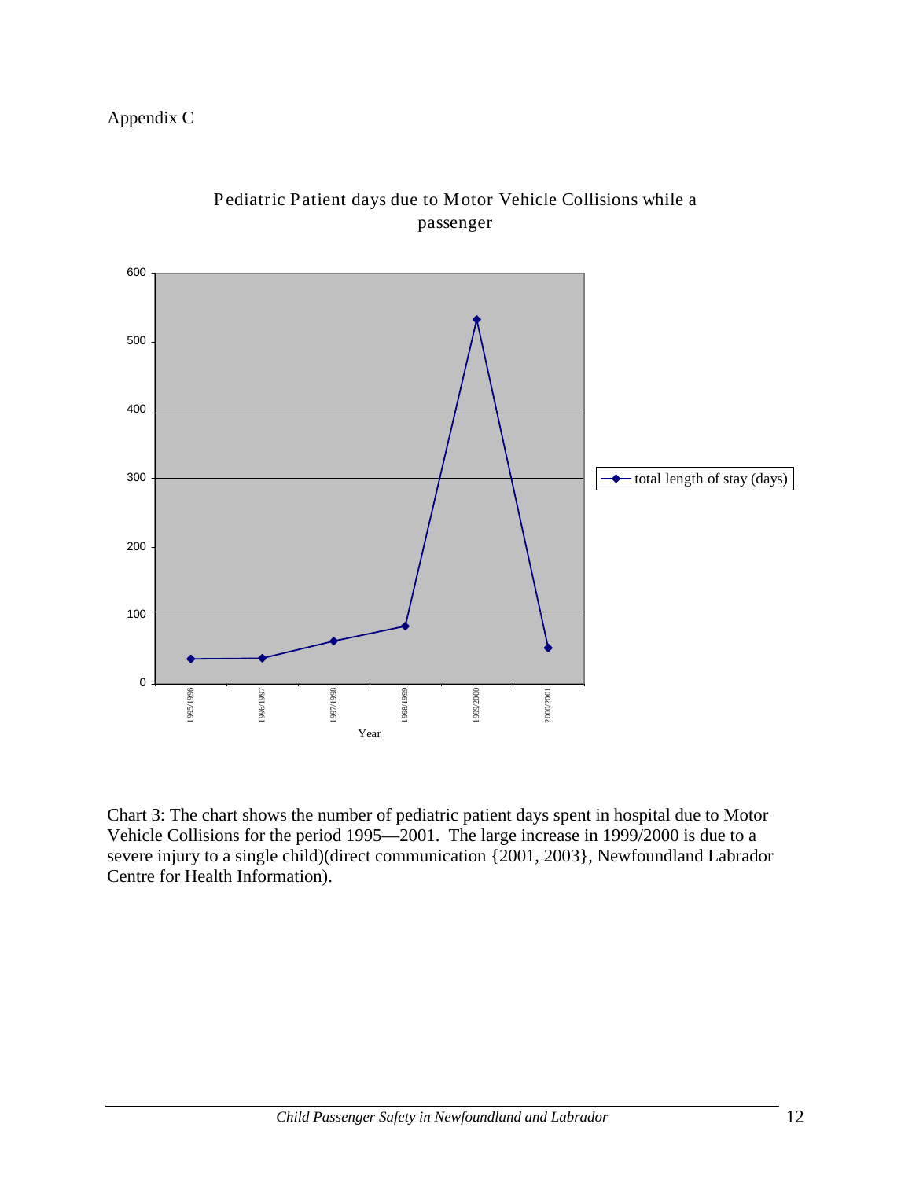Appendix C

Pediatric Patient days due to Motor Vehicle Collisions while a passenger

Chart 3: The chart shows the number of pediatric patient days spent in hospital due to Motor Vehicle Collisions for the period 1995—2001. The large increase in 1999/2000 is due to a severe injury to a single child)(direct communication {2001, 2003}, Newfoundland Labrador Centre for Health Information).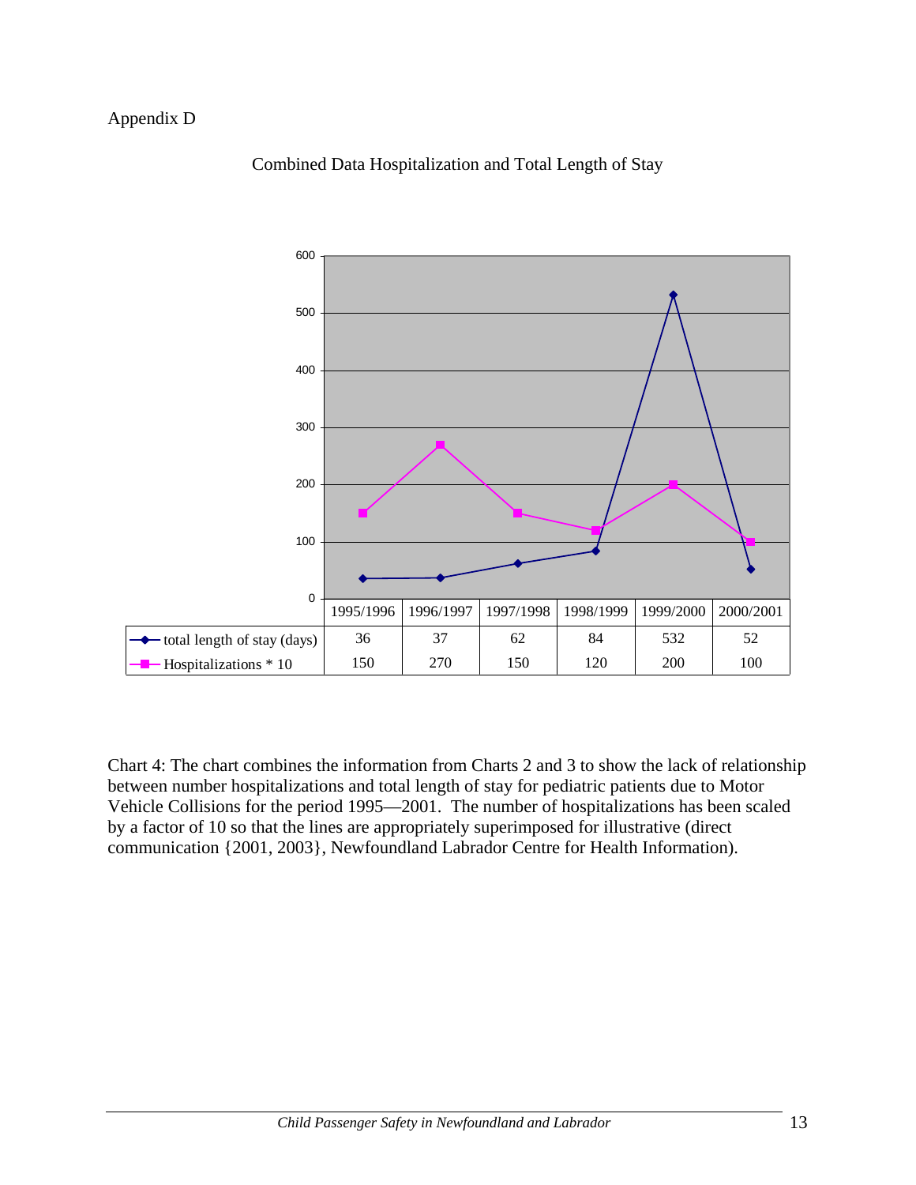Appendix D

Combined Data Hospitalization and Total Length of Stay

| | 1995/1996 | 1996/1997 | 1997/1998 | 1998/1999 | 1999/2000 | 2000/2001 |
|---|---|---|---|---|---|---|
| total length of stay (days) | 36 | 37 | 62 | 84 | 532 | 52 |
| Hospitalizations * 10 | 150 | 270 | 150 | 120 | 200 | 100 |

Chart 4: The chart combines the information from Charts 2 and 3 to show the lack of relationship between number hospitalizations and total length of stay for pediatric patients due to Motor Vehicle Collisions for the period 1995—2001. The number of hospitalizations has been scaled by a factor of 10 so that the lines are appropriately superimposed for illustrative (direct communication {2001, 2003}, Newfoundland Labrador Centre for Health Information).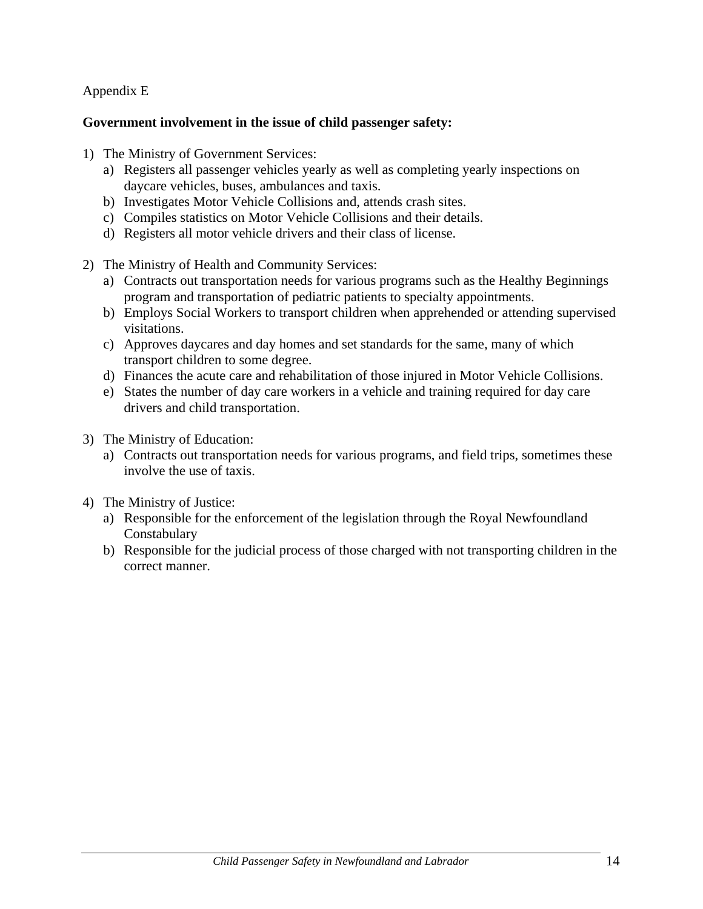Appendix E

**Government involvement in the issue of child passenger safety:**

1) The Ministry of Government Services:
   a) Registers all passenger vehicles yearly as well as completing yearly inspections on daycare vehicles, buses, ambulances and taxis.
   b) Investigates Motor Vehicle Collisions and, attends crash sites.
   c) Compiles statistics on Motor Vehicle Collisions and their details.
   d) Registers all motor vehicle drivers and their class of license.

2) The Ministry of Health and Community Services:
   a) Contracts out transportation needs for various programs such as the Healthy Beginnings program and transportation of pediatric patients to specialty appointments.
   b) Employs Social Workers to transport children when apprehended or attending supervised visitations.
   c) Approves daycares and day homes and set standards for the same, many of which transport children to some degree.
   d) Finances the acute care and rehabilitation of those injured in Motor Vehicle Collisions.
   e) States the number of day care workers in a vehicle and training required for day care drivers and child transportation.

3) The Ministry of Education:
   a) Contracts out transportation needs for various programs, and field trips, sometimes these involve the use of taxis.

4) The Ministry of Justice:
   a) Responsible for the enforcement of the legislation through the Royal Newfoundland Constabulary
   b) Responsible for the judicial process of those charged with not transporting children in the correct manner.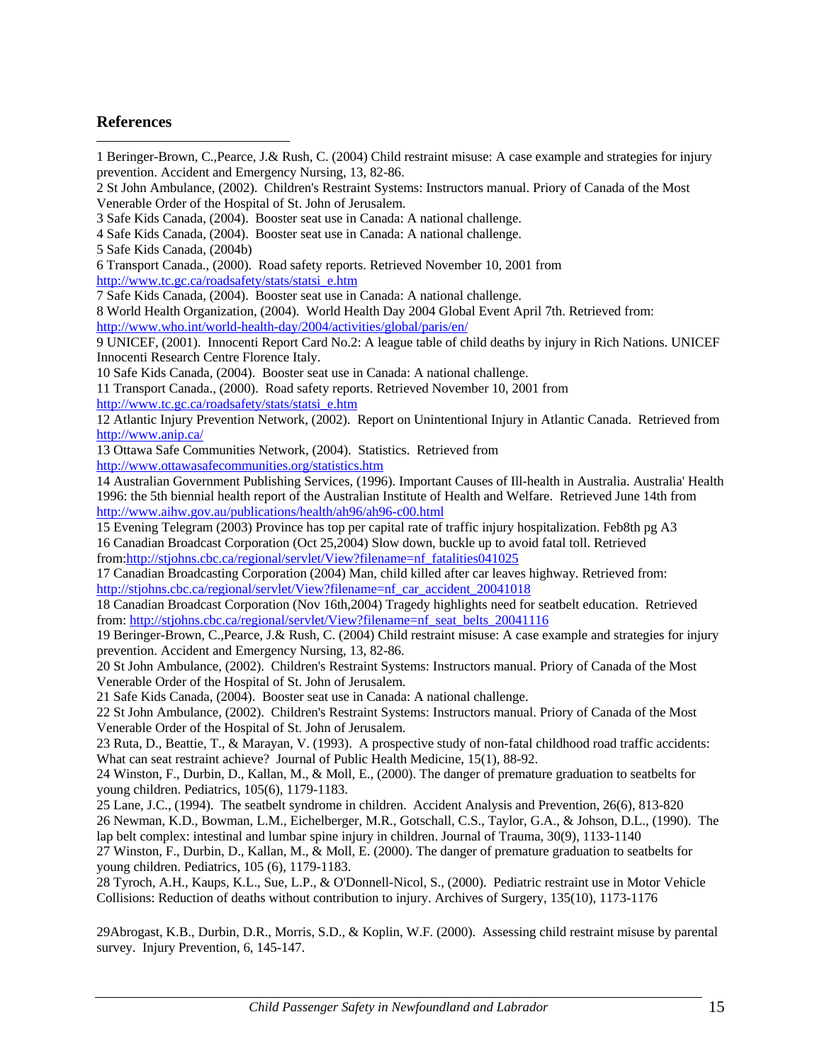## References

1 Beringer-Brown, C.,Pearce, J.& Rush, C. (2004) Child restraint misuse: A case example and strategies for injury prevention. Accident and Emergency Nursing, 13, 82-86.

2 St John Ambulance, (2002). Children's Restraint Systems: Instructors manual. Priory of Canada of the Most Venerable Order of the Hospital of St. John of Jerusalem.

3 Safe Kids Canada, (2004). Booster seat use in Canada: A national challenge.

4 Safe Kids Canada, (2004). Booster seat use in Canada: A national challenge.

5 Safe Kids Canada, (2004b)

6 Transport Canada., (2000). Road safety reports. Retrieved November 10, 2001 from http://www.tc.gc.ca/roadsafety/stats/statsi_e.htm

7 Safe Kids Canada, (2004). Booster seat use in Canada: A national challenge.

8 World Health Organization, (2004). World Health Day 2004 Global Event April 7th. Retrieved from: http://www.who.int/world-health-day/2004/activities/global/paris/en/

9 UNICEF, (2001). Innocenti Report Card No.2: A league table of child deaths by injury in Rich Nations. UNICEF Innocenti Research Centre Florence Italy.

10 Safe Kids Canada, (2004). Booster seat use in Canada: A national challenge.

11 Transport Canada., (2000). Road safety reports. Retrieved November 10, 2001 from http://www.tc.gc.ca/roadsafety/stats/statsi_e.htm

12 Atlantic Injury Prevention Network, (2002). Report on Unintentional Injury in Atlantic Canada. Retrieved from http://www.anip.ca/

13 Ottawa Safe Communities Network, (2004). Statistics. Retrieved from http://www.ottawasafecommunities.org/statistics.htm

14 Australian Government Publishing Services, (1996). Important Causes of Ill-health in Australia. Australia' Health 1996: the 5th biennial health report of the Australian Institute of Health and Welfare. Retrieved June 14th from http://www.aihw.gov.au/publications/health/ah96/ah96-c00.html

15 Evening Telegram (2003) Province has top per capital rate of traffic injury hospitalization. Feb8th pg A3

16 Canadian Broadcast Corporation (Oct 25,2004) Slow down, buckle up to avoid fatal toll. Retrieved from:http://stjohns.cbc.ca/regional/servlet/View?filename=nf_fatalities041025

17 Canadian Broadcasting Corporation (2004) Man, child killed after car leaves highway. Retrieved from: http://stjohns.cbc.ca/regional/servlet/View?filename=nf_car_accident_20041018

18 Canadian Broadcast Corporation (Nov 16th,2004) Tragedy highlights need for seatbelt education. Retrieved from: http://stjohns.cbc.ca/regional/servlet/View?filename=nf_seat_belts_20041116

19 Beringer-Brown, C.,Pearce, J.& Rush, C. (2004) Child restraint misuse: A case example and strategies for injury prevention. Accident and Emergency Nursing, 13, 82-86.

20 St John Ambulance, (2002). Children's Restraint Systems: Instructors manual. Priory of Canada of the Most Venerable Order of the Hospital of St. John of Jerusalem.

21 Safe Kids Canada, (2004). Booster seat use in Canada: A national challenge.

22 St John Ambulance, (2002). Children's Restraint Systems: Instructors manual. Priory of Canada of the Most Venerable Order of the Hospital of St. John of Jerusalem.

23 Ruta, D., Beattie, T., & Marayan, V. (1993). A prospective study of non-fatal childhood road traffic accidents: What can seat restraint achieve? Journal of Public Health Medicine, 15(1), 88-92.

24 Winston, F., Durbin, D., Kallan, M., & Moll, E., (2000). The danger of premature graduation to seatbelts for young children. Pediatrics, 105(6), 1179-1183.

25 Lane, J.C., (1994). The seatbelt syndrome in children. Accident Analysis and Prevention, 26(6), 813-820

26 Newman, K.D., Bowman, L.M., Eichelberger, M.R., Gotschall, C.S., Taylor, G.A., & Johson, D.L., (1990). The lap belt complex: intestinal and lumbar spine injury in children. Journal of Trauma, 30(9), 1133-1140

27 Winston, F., Durbin, D., Kallan, M., & Moll, E. (2000). The danger of premature graduation to seatbelts for young children. Pediatrics, 105 (6), 1179-1183.

28 Tyroch, A.H., Kaups, K.L., Sue, L.P., & O'Donnell-Nicol, S., (2000). Pediatric restraint use in Motor Vehicle Collisions: Reduction of deaths without contribution to injury. Archives of Surgery, 135(10), 1173-1176

29Abrogast, K.B., Durbin, D.R., Morris, S.D., & Koplin, W.F. (2000). Assessing child restraint misuse by parental survey. Injury Prevention, 6, 145-147.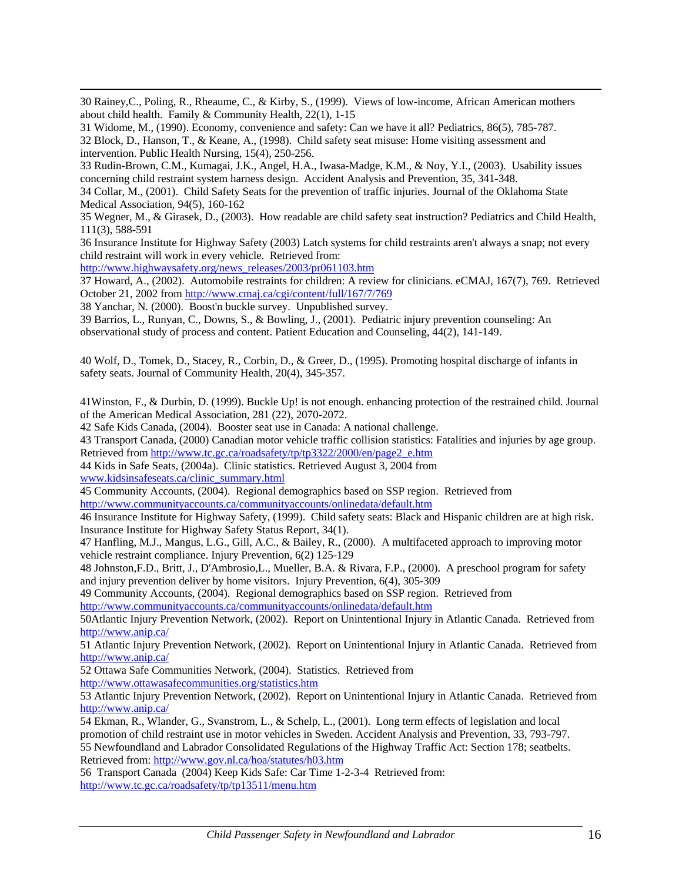30 Rainey,C., Poling, R., Rheaume, C., & Kirby, S., (1999). Views of low-income, African American mothers about child health. Family & Community Health, 22(1), 1-15

31 Widome, M., (1990). Economy, convenience and safety: Can we have it all? Pediatrics, 86(5), 785-787.

32 Block, D., Hanson, T., & Keane, A., (1998). Child safety seat misuse: Home visiting assessment and intervention. Public Health Nursing, 15(4), 250-256.

33 Rudin-Brown, C.M., Kumagai, J.K., Angel, H.A., Iwasa-Madge, K.M., & Noy, Y.I., (2003). Usability issues concerning child restraint system harness design. Accident Analysis and Prevention, 35, 341-348.

34 Collar, M., (2001). Child Safety Seats for the prevention of traffic injuries. Journal of the Oklahoma State Medical Association, 94(5), 160-162

35 Wegner, M., & Girasek, D., (2003). How readable are child safety seat instruction? Pediatrics and Child Health, 111(3), 588-591

36 Insurance Institute for Highway Safety (2003) Latch systems for child restraints aren't always a snap; not every child restraint will work in every vehicle. Retrieved from: http://www.highwaysafety.org/news_releases/2003/pr061103.htm

37 Howard, A., (2002). Automobile restraints for children: A review for clinicians. eCMAJ, 167(7), 769. Retrieved October 21, 2002 from http://www.cmaj.ca/cgi/content/full/167/7/769

38 Yanchar, N. (2000). Boost'n buckle survey. Unpublished survey.

39 Barrios, L., Runyan, C., Downs, S., & Bowling, J., (2001). Pediatric injury prevention counseling: An observational study of process and content. Patient Education and Counseling, 44(2), 141-149.

40 Wolf, D., Tomek, D., Stacey, R., Corbin, D., & Greer, D., (1995). Promoting hospital discharge of infants in safety seats. Journal of Community Health, 20(4), 345-357.

41Winston, F., & Durbin, D. (1999). Buckle Up! is not enough. enhancing protection of the restrained child. Journal of the American Medical Association, 281 (22), 2070-2072.

42 Safe Kids Canada, (2004). Booster seat use in Canada: A national challenge.

43 Transport Canada, (2000) Canadian motor vehicle traffic collision statistics: Fatalities and injuries by age group. Retrieved from http://www.tc.gc.ca/roadsafety/tp/tp3322/2000/en/page2_e.htm

44 Kids in Safe Seats, (2004a). Clinic statistics. Retrieved August 3, 2004 from www.kidsinsafeseats.ca/clinic_summary.html

45 Community Accounts, (2004). Regional demographics based on SSP region. Retrieved from http://www.communityaccounts.ca/communityaccounts/onlinedata/default.htm

46 Insurance Institute for Highway Safety, (1999). Child safety seats: Black and Hispanic children are at high risk. Insurance Institute for Highway Safety Status Report, 34(1).

47 Hanfling, M.J., Mangus, L.G., Gill, A.C., & Bailey, R., (2000). A multifaceted approach to improving motor vehicle restraint compliance. Injury Prevention, 6(2) 125-129

48 Johnston,F.D., Britt, J., D'Ambrosio,L., Mueller, B.A. & Rivara, F.P., (2000). A preschool program for safety and injury prevention deliver by home visitors. Injury Prevention, 6(4), 305-309

49 Community Accounts, (2004). Regional demographics based on SSP region. Retrieved from http://www.communityaccounts.ca/communityaccounts/onlinedata/default.htm

50Atlantic Injury Prevention Network, (2002). Report on Unintentional Injury in Atlantic Canada. Retrieved from http://www.anip.ca/

51 Atlantic Injury Prevention Network, (2002). Report on Unintentional Injury in Atlantic Canada. Retrieved from http://www.anip.ca/

52 Ottawa Safe Communities Network, (2004). Statistics. Retrieved from http://www.ottawasafecommunities.org/statistics.htm

53 Atlantic Injury Prevention Network, (2002). Report on Unintentional Injury in Atlantic Canada. Retrieved from http://www.anip.ca/

54 Ekman, R., Wlander, G., Svanstrom, L., & Schelp, L., (2001). Long term effects of legislation and local promotion of child restraint use in motor vehicles in Sweden. Accident Analysis and Prevention, 33, 793-797.

55 Newfoundland and Labrador Consolidated Regulations of the Highway Traffic Act: Section 178; seatbelts. Retrieved from: http://www.gov.nl.ca/hoa/statutes/h03.htm

56 Transport Canada (2004) Keep Kids Safe: Car Time 1-2-3-4 Retrieved from: http://www.tc.gc.ca/roadsafety/tp/tp13511/menu.htm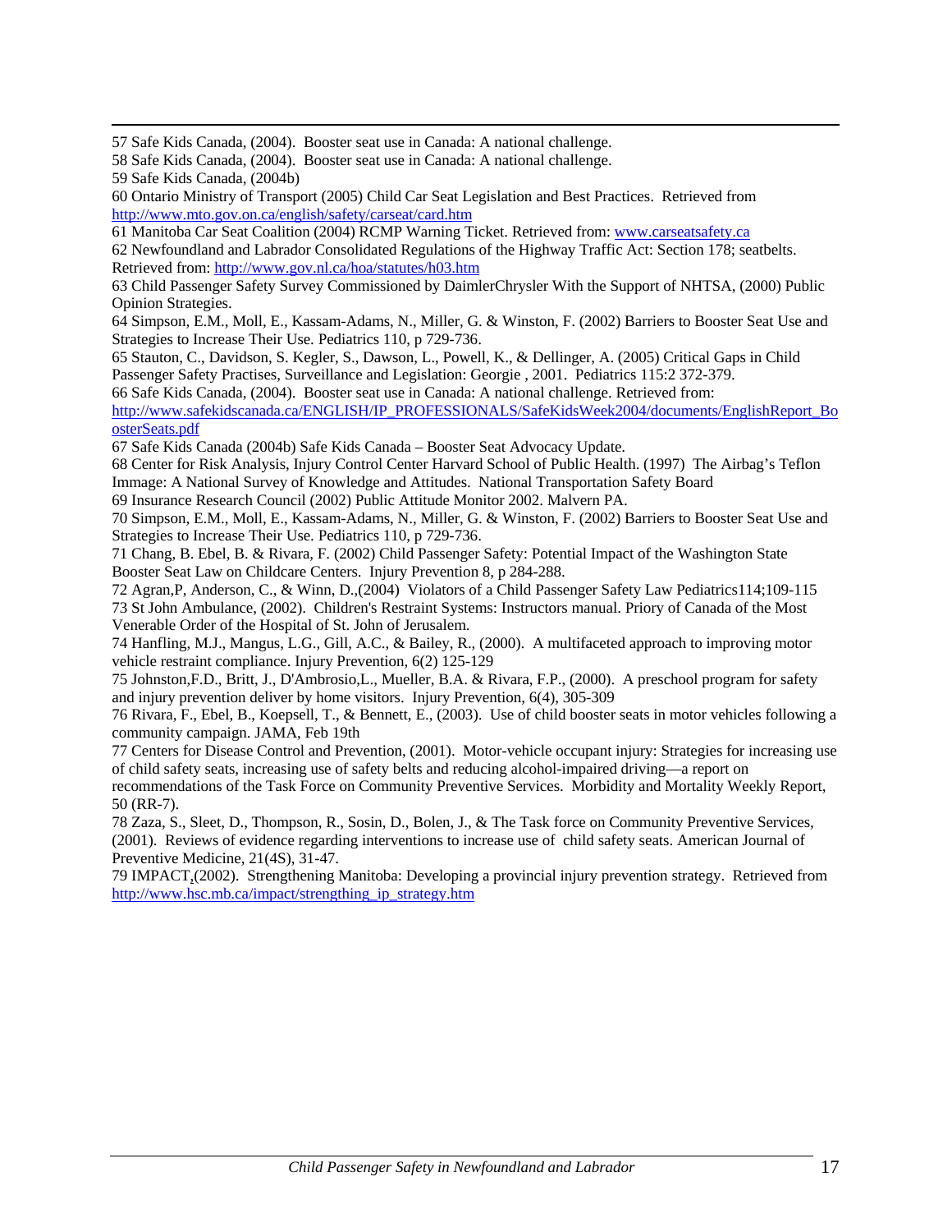57 Safe Kids Canada, (2004). Booster seat use in Canada: A national challenge.

58 Safe Kids Canada, (2004). Booster seat use in Canada: A national challenge.

59 Safe Kids Canada, (2004b)

60 Ontario Ministry of Transport (2005) Child Car Seat Legislation and Best Practices. Retrieved from http://www.mto.gov.on.ca/english/safety/carseat/card.htm

61 Manitoba Car Seat Coalition (2004) RCMP Warning Ticket. Retrieved from: www.carseatsafety.ca

62 Newfoundland and Labrador Consolidated Regulations of the Highway Traffic Act: Section 178; seatbelts. Retrieved from: http://www.gov.nl.ca/hoa/statutes/h03.htm

63 Child Passenger Safety Survey Commissioned by DaimlerChrysler With the Support of NHTSA, (2000) Public Opinion Strategies.

64 Simpson, E.M., Moll, E., Kassam-Adams, N., Miller, G. & Winston, F. (2002) Barriers to Booster Seat Use and Strategies to Increase Their Use. Pediatrics 110, p 729-736.

65 Stauton, C., Davidson, S. Kegler, S., Dawson, L., Powell, K., & Dellinger, A. (2005) Critical Gaps in Child Passenger Safety Practises, Surveillance and Legislation: Georgie , 2001. Pediatrics 115:2 372-379.

66 Safe Kids Canada, (2004). Booster seat use in Canada: A national challenge. Retrieved from: http://www.safekidscanada.ca/ENGLISH/IP_PROFESSIONALS/SafeKidsWeek2004/documents/EnglishReport_BoosterSeats.pdf

67 Safe Kids Canada (2004b) Safe Kids Canada – Booster Seat Advocacy Update.

68 Center for Risk Analysis, Injury Control Center Harvard School of Public Health. (1997) The Airbag's Teflon Immage: A National Survey of Knowledge and Attitudes. National Transportation Safety Board

69 Insurance Research Council (2002) Public Attitude Monitor 2002. Malvern PA.

70 Simpson, E.M., Moll, E., Kassam-Adams, N., Miller, G. & Winston, F. (2002) Barriers to Booster Seat Use and Strategies to Increase Their Use. Pediatrics 110, p 729-736.

71 Chang, B. Ebel, B. & Rivara, F. (2002) Child Passenger Safety: Potential Impact of the Washington State Booster Seat Law on Childcare Centers. Injury Prevention 8, p 284-288.

72 Agran,P, Anderson, C., & Winn, D.,(2004) Violators of a Child Passenger Safety Law Pediatrics114;109-115

73 St John Ambulance, (2002). Children's Restraint Systems: Instructors manual. Priory of Canada of the Most Venerable Order of the Hospital of St. John of Jerusalem.

74 Hanfling, M.J., Mangus, L.G., Gill, A.C., & Bailey, R., (2000). A multifaceted approach to improving motor vehicle restraint compliance. Injury Prevention, 6(2) 125-129

75 Johnston,F.D., Britt, J., D'Ambrosio,L., Mueller, B.A. & Rivara, F.P., (2000). A preschool program for safety and injury prevention deliver by home visitors. Injury Prevention, 6(4), 305-309

76 Rivara, F., Ebel, B., Koepsell, T., & Bennett, E., (2003). Use of child booster seats in motor vehicles following a community campaign. JAMA, Feb 19th

77 Centers for Disease Control and Prevention, (2001). Motor-vehicle occupant injury: Strategies for increasing use of child safety seats, increasing use of safety belts and reducing alcohol-impaired driving—a report on recommendations of the Task Force on Community Preventive Services. Morbidity and Mortality Weekly Report, 50 (RR-7).

78 Zaza, S., Sleet, D., Thompson, R., Sosin, D., Bolen, J., & The Task force on Community Preventive Services, (2001). Reviews of evidence regarding interventions to increase use of child safety seats. American Journal of Preventive Medicine, 21(4S), 31-47.

79 IMPACT,(2002). Strengthening Manitoba: Developing a provincial injury prevention strategy. Retrieved from http://www.hsc.mb.ca/impact/strengthing_ip_strategy.htm